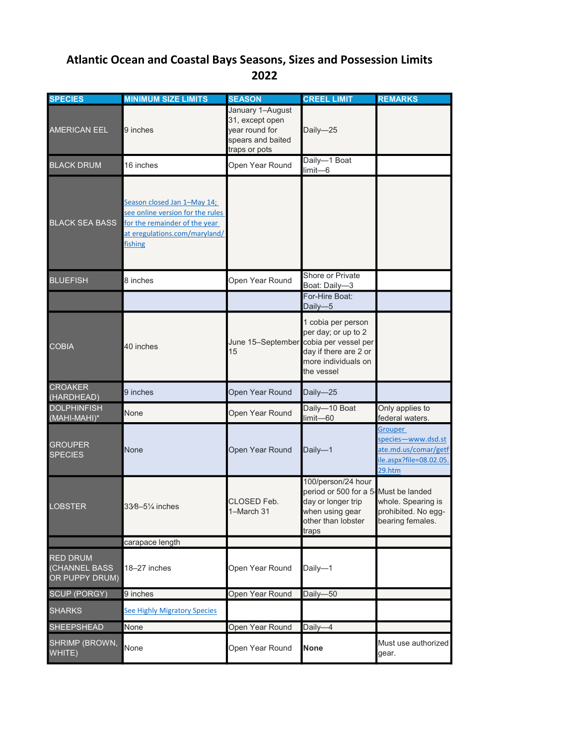# Atlantic Ocean and Coastal Bays Seasons, Sizes and Possession Limits 2022

| SPECIES | MINIMUM SIZE LIMITS | SEASON | CREEL LIMIT | REMARKS |
|---|---|---|---|---|
| AMERICAN EEL | 9 inches | January 1–August 31, except open year round for spears and baited traps or pots | Daily—25 | |
| BLACK DRUM | 16 inches | Open Year Round | Daily—1 Boat limit—6 | |
| BLACK SEA BASS | Season closed Jan 1–May 14; see online version for the rules for the remainder of the year at eregulations.com/maryland/fishing | | | |
| BLUEFISH | 8 inches | Open Year Round | Shore or Private Boat: Daily—3 | |
| | | | For-Hire Boat: Daily—5 | |
| COBIA | 40 inches | June 15–September 15 | 1 cobia per person per day; or up to 2 cobia per vessel per day if there are 2 or more individuals on the vessel | |
| CROAKER (HARDHEAD) | 9 inches | Open Year Round | Daily—25 | |
| DOLPHINFISH (MAHI-MAHI)* | None | Open Year Round | Daily—10 Boat limit—60 | Only applies to federal waters. |
| GROUPER SPECIES | None | Open Year Round | Daily—1 | Grouper species—www.dsd.state.md.us/comar/getfile.aspx?file=08.02.05.29.htm |
| LOBSTER | 3⅜–5¼ inches | CLOSED Feb. 1–March 31 | 100/person/24 hour period or 500 for a 5-day or longer trip when using gear other than lobster traps | Must be landed whole. Spearing is prohibited. No egg-bearing females. |
| | carapace length | | | |
| RED DRUM (CHANNEL BASS OR PUPPY DRUM) | 18–27 inches | Open Year Round | Daily—1 | |
| SCUP (PORGY) | 9 inches | Open Year Round | Daily—50 | |
| SHARKS | See Highly Migratory Species | | | |
| SHEEPSHEAD | None | Open Year Round | Daily—4 | |
| SHRIMP (BROWN, WHITE) | None | Open Year Round | **None** | Must use authorized gear. |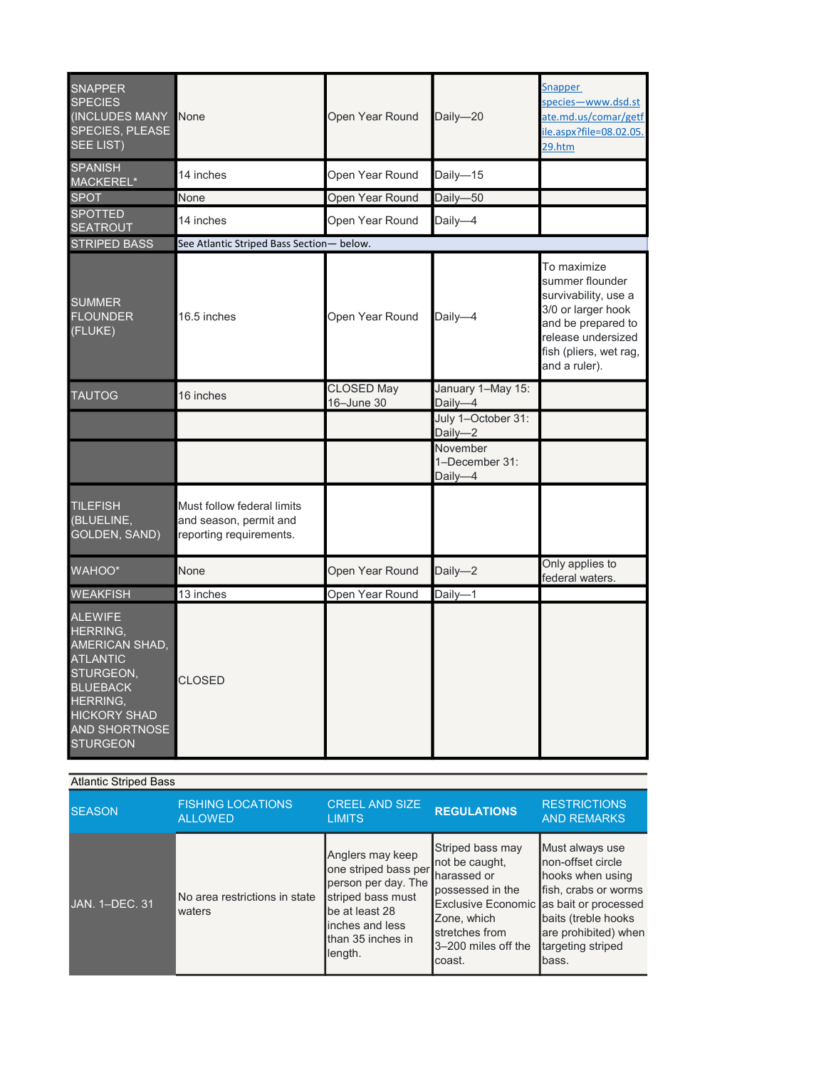| | | | | |
|---|---|---|---|---|
| SNAPPER SPECIES (INCLUDES MANY SPECIES, PLEASE SEE LIST) | None | Open Year Round | Daily—20 | Snapper species—www.dsd.state.md.us/comar/getfile.aspx?file=08.02.05.29.htm |
| SPANISH MACKEREL* | 14 inches | Open Year Round | Daily—15 | |
| SPOT | None | Open Year Round | Daily—50 | |
| SPOTTED SEATROUT | 14 inches | Open Year Round | Daily—4 | |
| STRIPED BASS | See Atlantic Striped Bass Section— below. | | | |
| SUMMER FLOUNDER (FLUKE) | 16.5 inches | Open Year Round | Daily—4 | To maximize summer flounder survivability, use a 3/0 or larger hook and be prepared to release undersized fish (pliers, wet rag, and a ruler). |
| TAUTOG | 16 inches | CLOSED May 16–June 30 | January 1–May 15: Daily—4 | |
| | | | July 1–October 31: Daily—2 | |
| | | | November 1–December 31: Daily—4 | |
| TILEFISH (BLUELINE, GOLDEN, SAND) | Must follow federal limits and season, permit and reporting requirements. | | | |
| WAHOO* | None | Open Year Round | Daily—2 | Only applies to federal waters. |
| WEAKFISH | 13 inches | Open Year Round | Daily—1 | |
| ALEWIFE HERRING, AMERICAN SHAD, ATLANTIC STURGEON, BLUEBACK HERRING, HICKORY SHAD AND SHORTNOSE STURGEON | CLOSED | | | |

Atlantic Striped Bass

| SEASON | FISHING LOCATIONS ALLOWED | CREEL AND SIZE LIMITS | REGULATIONS | RESTRICTIONS AND REMARKS |
|---|---|---|---|---|
| JAN. 1–DEC. 31 | No area restrictions in state waters | Anglers may keep one striped bass per person per day. The striped bass must be at least 28 inches and less than 35 inches in length. | Striped bass may not be caught, harassed or possessed in the Exclusive Economic Zone, which stretches from 3–200 miles off the coast. | Must always use non-offset circle hooks when using fish, crabs or worms as bait or processed baits (treble hooks are prohibited) when targeting striped bass. |